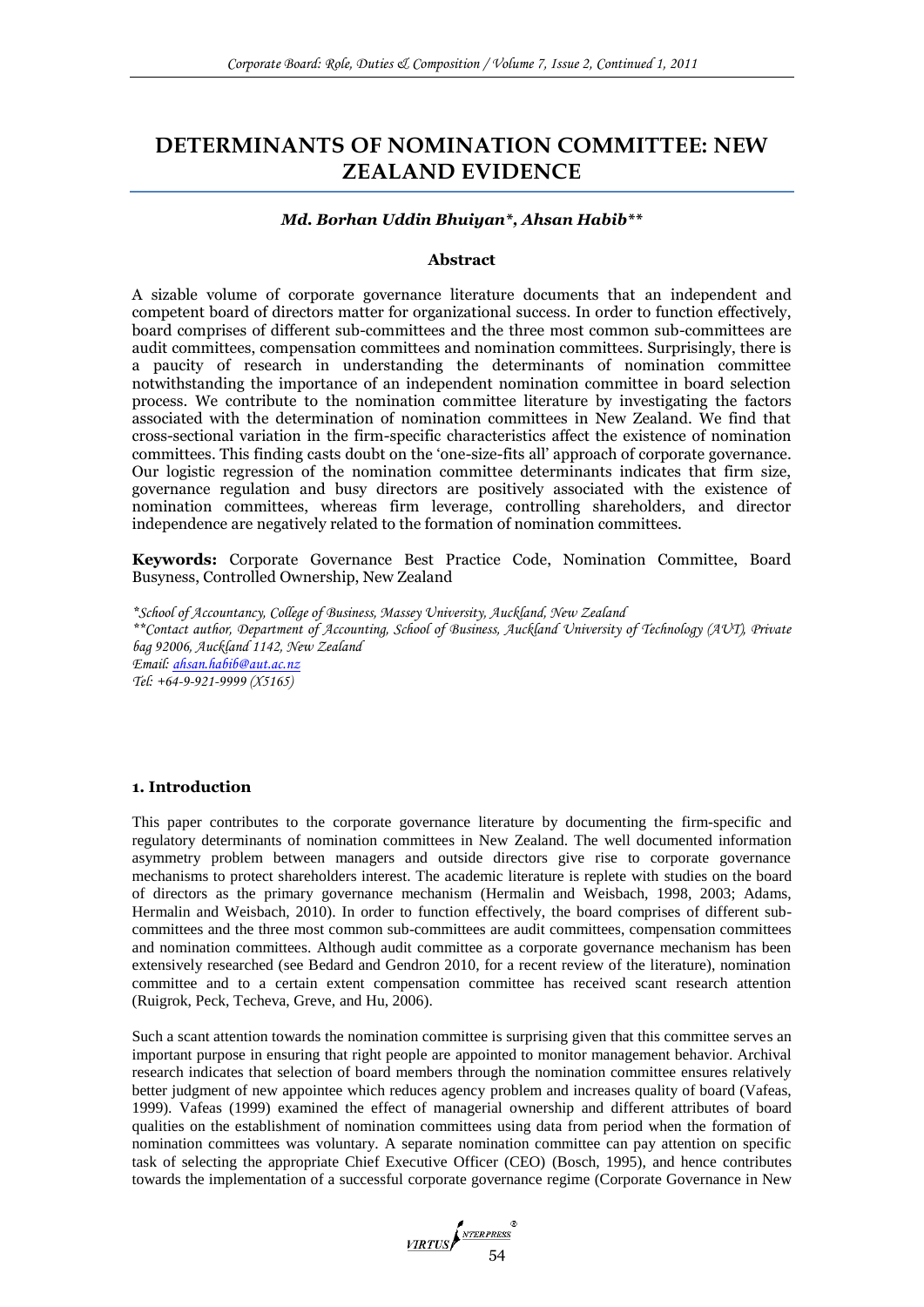# DETERMINANTS OF NOMINATION COMMITTEE: NEW ZEALAND EVIDENCE

***Md. Borhan Uddin Bhuiyan\*, Ahsan Habib\*\****

### Abstract

A sizable volume of corporate governance literature documents that an independent and competent board of directors matter for organizational success. In order to function effectively, board comprises of different sub-committees and the three most common sub-committees are audit committees, compensation committees and nomination committees. Surprisingly, there is a paucity of research in understanding the determinants of nomination committee notwithstanding the importance of an independent nomination committee in board selection process. We contribute to the nomination committee literature by investigating the factors associated with the determination of nomination committees in New Zealand. We find that cross-sectional variation in the firm-specific characteristics affect the existence of nomination committees. This finding casts doubt on the 'one-size-fits all' approach of corporate governance. Our logistic regression of the nomination committee determinants indicates that firm size, governance regulation and busy directors are positively associated with the existence of nomination committees, whereas firm leverage, controlling shareholders, and director independence are negatively related to the formation of nomination committees.

**Keywords:** Corporate Governance Best Practice Code, Nomination Committee, Board Busyness, Controlled Ownership, New Zealand

*\*School of Accountancy, College of Business, Massey University, Auckland, New Zealand*
*\*\*Contact author, Department of Accounting, School of Business, Auckland University of Technology (AUT), Private bag 92006, Auckland 1142, New Zealand*
*Email: ahsan.habib@aut.ac.nz*
*Tel: +64-9-921-9999 (X5165)*

## 1. Introduction

This paper contributes to the corporate governance literature by documenting the firm-specific and regulatory determinants of nomination committees in New Zealand. The well documented information asymmetry problem between managers and outside directors give rise to corporate governance mechanisms to protect shareholders interest. The academic literature is replete with studies on the board of directors as the primary governance mechanism (Hermalin and Weisbach, 1998, 2003; Adams, Hermalin and Weisbach, 2010). In order to function effectively, the board comprises of different sub-committees and the three most common sub-committees are audit committees, compensation committees and nomination committees. Although audit committee as a corporate governance mechanism has been extensively researched (see Bedard and Gendron 2010, for a recent review of the literature), nomination committee and to a certain extent compensation committee has received scant research attention (Ruigrok, Peck, Techeva, Greve, and Hu, 2006).

Such a scant attention towards the nomination committee is surprising given that this committee serves an important purpose in ensuring that right people are appointed to monitor management behavior. Archival research indicates that selection of board members through the nomination committee ensures relatively better judgment of new appointee which reduces agency problem and increases quality of board (Vafeas, 1999). Vafeas (1999) examined the effect of managerial ownership and different attributes of board qualities on the establishment of nomination committees using data from period when the formation of nomination committees was voluntary. A separate nomination committee can pay attention on specific task of selecting the appropriate Chief Executive Officer (CEO) (Bosch, 1995), and hence contributes towards the implementation of a successful corporate governance regime (Corporate Governance in New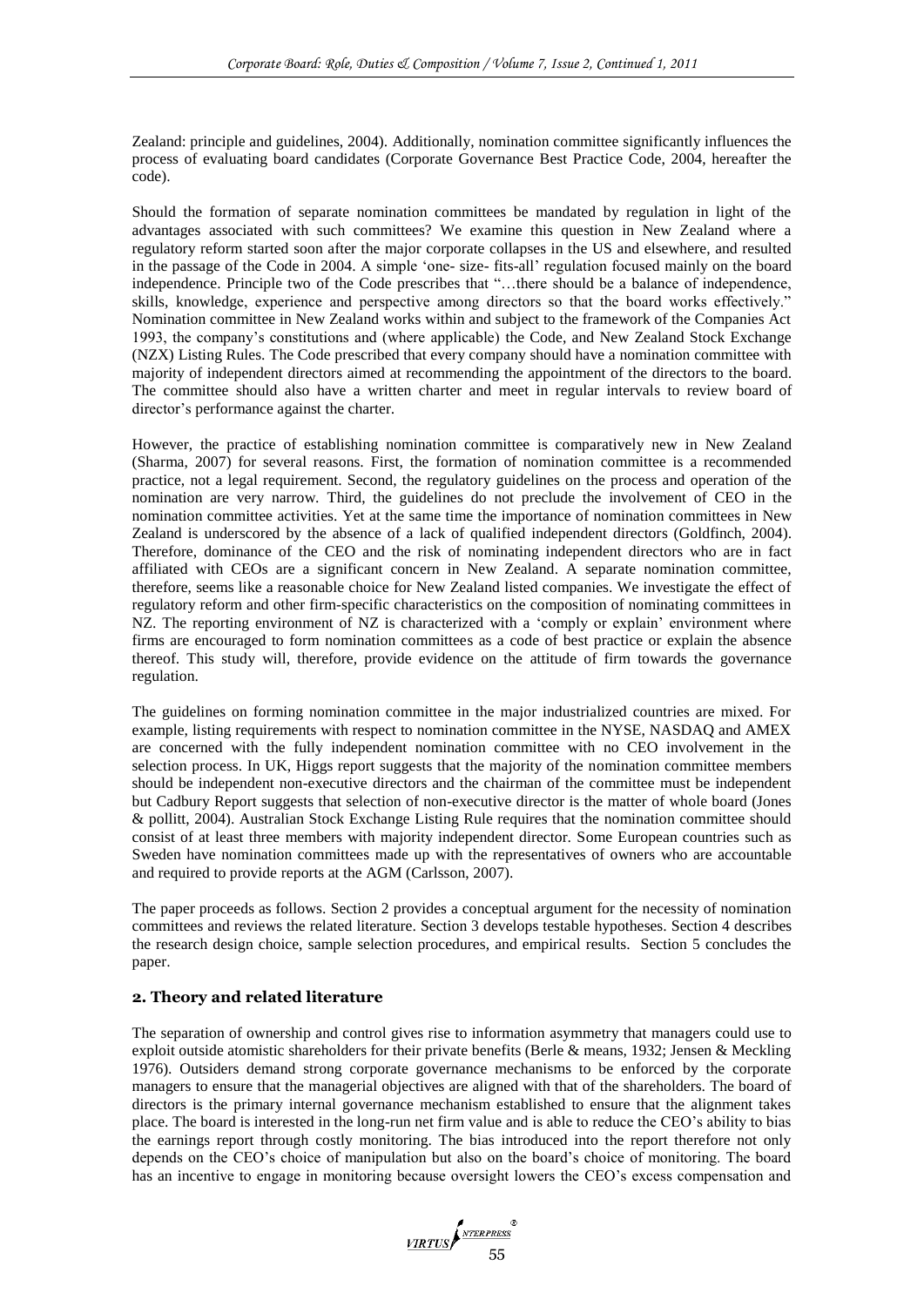Zealand: principle and guidelines, 2004). Additionally, nomination committee significantly influences the process of evaluating board candidates (Corporate Governance Best Practice Code, 2004, hereafter the code).

Should the formation of separate nomination committees be mandated by regulation in light of the advantages associated with such committees? We examine this question in New Zealand where a regulatory reform started soon after the major corporate collapses in the US and elsewhere, and resulted in the passage of the Code in 2004. A simple 'one- size- fits-all' regulation focused mainly on the board independence. Principle two of the Code prescribes that "…there should be a balance of independence, skills, knowledge, experience and perspective among directors so that the board works effectively." Nomination committee in New Zealand works within and subject to the framework of the Companies Act 1993, the company's constitutions and (where applicable) the Code, and New Zealand Stock Exchange (NZX) Listing Rules. The Code prescribed that every company should have a nomination committee with majority of independent directors aimed at recommending the appointment of the directors to the board. The committee should also have a written charter and meet in regular intervals to review board of director's performance against the charter.

However, the practice of establishing nomination committee is comparatively new in New Zealand (Sharma, 2007) for several reasons. First, the formation of nomination committee is a recommended practice, not a legal requirement. Second, the regulatory guidelines on the process and operation of the nomination are very narrow. Third, the guidelines do not preclude the involvement of CEO in the nomination committee activities. Yet at the same time the importance of nomination committees in New Zealand is underscored by the absence of a lack of qualified independent directors (Goldfinch, 2004). Therefore, dominance of the CEO and the risk of nominating independent directors who are in fact affiliated with CEOs are a significant concern in New Zealand. A separate nomination committee, therefore, seems like a reasonable choice for New Zealand listed companies. We investigate the effect of regulatory reform and other firm-specific characteristics on the composition of nominating committees in NZ. The reporting environment of NZ is characterized with a 'comply or explain' environment where firms are encouraged to form nomination committees as a code of best practice or explain the absence thereof. This study will, therefore, provide evidence on the attitude of firm towards the governance regulation.

The guidelines on forming nomination committee in the major industrialized countries are mixed. For example, listing requirements with respect to nomination committee in the NYSE, NASDAQ and AMEX are concerned with the fully independent nomination committee with no CEO involvement in the selection process. In UK, Higgs report suggests that the majority of the nomination committee members should be independent non-executive directors and the chairman of the committee must be independent but Cadbury Report suggests that selection of non-executive director is the matter of whole board (Jones & pollitt, 2004). Australian Stock Exchange Listing Rule requires that the nomination committee should consist of at least three members with majority independent director. Some European countries such as Sweden have nomination committees made up with the representatives of owners who are accountable and required to provide reports at the AGM (Carlsson, 2007).

The paper proceeds as follows. Section 2 provides a conceptual argument for the necessity of nomination committees and reviews the related literature. Section 3 develops testable hypotheses. Section 4 describes the research design choice, sample selection procedures, and empirical results. Section 5 concludes the paper.

## 2. Theory and related literature

The separation of ownership and control gives rise to information asymmetry that managers could use to exploit outside atomistic shareholders for their private benefits (Berle & means, 1932; Jensen & Meckling 1976). Outsiders demand strong corporate governance mechanisms to be enforced by the corporate managers to ensure that the managerial objectives are aligned with that of the shareholders. The board of directors is the primary internal governance mechanism established to ensure that the alignment takes place. The board is interested in the long-run net firm value and is able to reduce the CEO's ability to bias the earnings report through costly monitoring. The bias introduced into the report therefore not only depends on the CEO's choice of manipulation but also on the board's choice of monitoring. The board has an incentive to engage in monitoring because oversight lowers the CEO's excess compensation and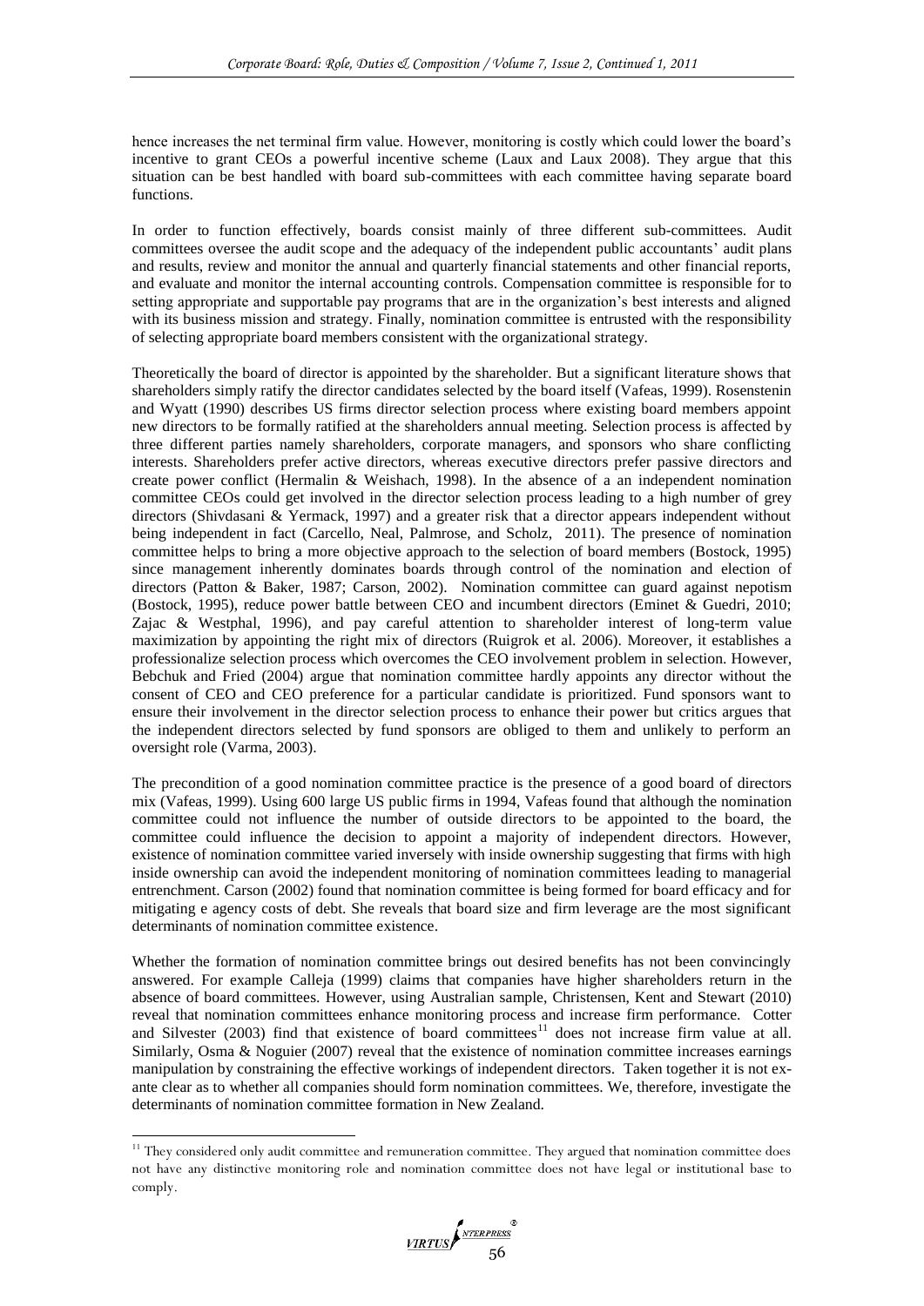hence increases the net terminal firm value. However, monitoring is costly which could lower the board's incentive to grant CEOs a powerful incentive scheme (Laux and Laux 2008). They argue that this situation can be best handled with board sub-committees with each committee having separate board functions.

In order to function effectively, boards consist mainly of three different sub-committees. Audit committees oversee the audit scope and the adequacy of the independent public accountants' audit plans and results, review and monitor the annual and quarterly financial statements and other financial reports, and evaluate and monitor the internal accounting controls. Compensation committee is responsible for to setting appropriate and supportable pay programs that are in the organization's best interests and aligned with its business mission and strategy. Finally, nomination committee is entrusted with the responsibility of selecting appropriate board members consistent with the organizational strategy.

Theoretically the board of director is appointed by the shareholder. But a significant literature shows that shareholders simply ratify the director candidates selected by the board itself (Vafeas, 1999). Rosenstenin and Wyatt (1990) describes US firms director selection process where existing board members appoint new directors to be formally ratified at the shareholders annual meeting. Selection process is affected by three different parties namely shareholders, corporate managers, and sponsors who share conflicting interests. Shareholders prefer active directors, whereas executive directors prefer passive directors and create power conflict (Hermalin & Weishach, 1998). In the absence of a an independent nomination committee CEOs could get involved in the director selection process leading to a high number of grey directors (Shivdasani & Yermack, 1997) and a greater risk that a director appears independent without being independent in fact (Carcello, Neal, Palmrose, and Scholz, 2011). The presence of nomination committee helps to bring a more objective approach to the selection of board members (Bostock, 1995) since management inherently dominates boards through control of the nomination and election of directors (Patton & Baker, 1987; Carson, 2002). Nomination committee can guard against nepotism (Bostock, 1995), reduce power battle between CEO and incumbent directors (Eminet & Guedri, 2010; Zajac & Westphal, 1996), and pay careful attention to shareholder interest of long-term value maximization by appointing the right mix of directors (Ruigrok et al. 2006). Moreover, it establishes a professionalize selection process which overcomes the CEO involvement problem in selection. However, Bebchuk and Fried (2004) argue that nomination committee hardly appoints any director without the consent of CEO and CEO preference for a particular candidate is prioritized. Fund sponsors want to ensure their involvement in the director selection process to enhance their power but critics argues that the independent directors selected by fund sponsors are obliged to them and unlikely to perform an oversight role (Varma, 2003).

The precondition of a good nomination committee practice is the presence of a good board of directors mix (Vafeas, 1999). Using 600 large US public firms in 1994, Vafeas found that although the nomination committee could not influence the number of outside directors to be appointed to the board, the committee could influence the decision to appoint a majority of independent directors. However, existence of nomination committee varied inversely with inside ownership suggesting that firms with high inside ownership can avoid the independent monitoring of nomination committees leading to managerial entrenchment. Carson (2002) found that nomination committee is being formed for board efficacy and for mitigating e agency costs of debt. She reveals that board size and firm leverage are the most significant determinants of nomination committee existence.

Whether the formation of nomination committee brings out desired benefits has not been convincingly answered. For example Calleja (1999) claims that companies have higher shareholders return in the absence of board committees. However, using Australian sample, Christensen, Kent and Stewart (2010) reveal that nomination committees enhance monitoring process and increase firm performance. Cotter and Silvester (2003) find that existence of board committees[11] does not increase firm value at all. Similarly, Osma & Noguier (2007) reveal that the existence of nomination committee increases earnings manipulation by constraining the effective workings of independent directors. Taken together it is not ex-ante clear as to whether all companies should form nomination committees. We, therefore, investigate the determinants of nomination committee formation in New Zealand.

[11] They considered only audit committee and remuneration committee. They argued that nomination committee does not have any distinctive monitoring role and nomination committee does not have legal or institutional base to comply.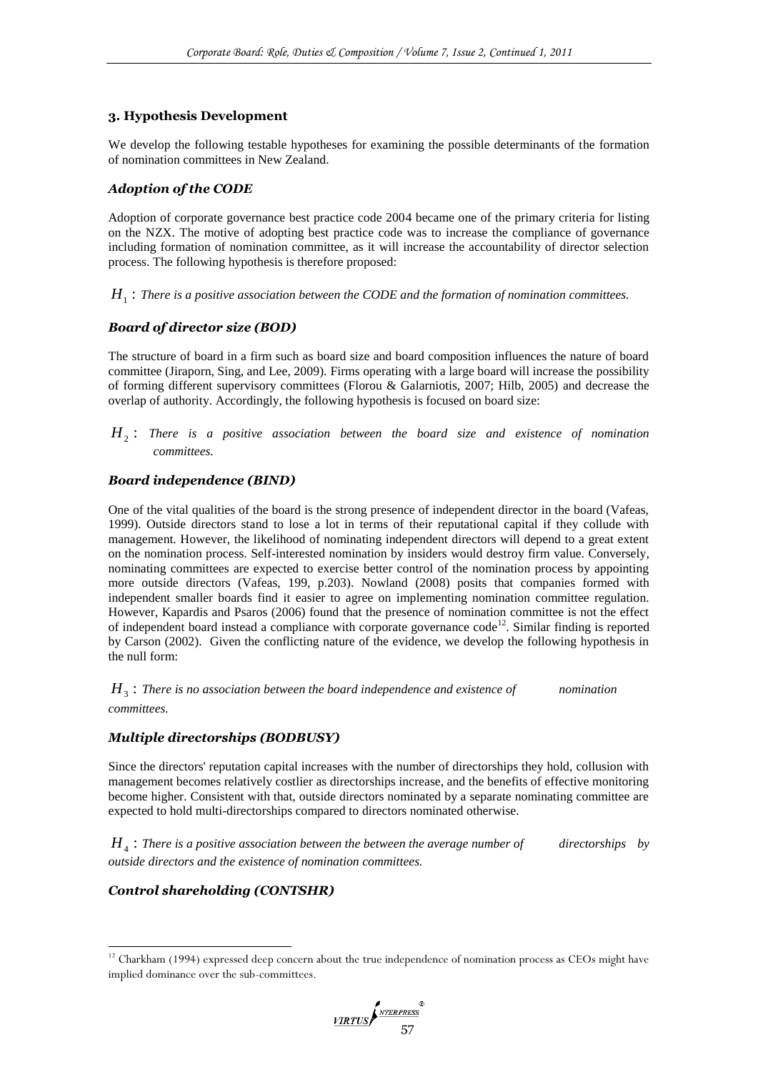## 3. Hypothesis Development

We develop the following testable hypotheses for examining the possible determinants of the formation of nomination committees in New Zealand.

### *Adoption of the CODE*

Adoption of corporate governance best practice code 2004 became one of the primary criteria for listing on the NZX. The motive of adopting best practice code was to increase the compliance of governance including formation of nomination committee, as it will increase the accountability of director selection process. The following hypothesis is therefore proposed:

$H_1$ : *There is a positive association between the CODE and the formation of nomination committees.*

### *Board of director size (BOD)*

The structure of board in a firm such as board size and board composition influences the nature of board committee (Jiraporn, Sing, and Lee, 2009). Firms operating with a large board will increase the possibility of forming different supervisory committees (Florou & Galarniotis, 2007; Hilb, 2005) and decrease the overlap of authority. Accordingly, the following hypothesis is focused on board size:

$H_2$ : *There is a positive association between the board size and existence of nomination committees.*

### *Board independence (BIND)*

One of the vital qualities of the board is the strong presence of independent director in the board (Vafeas, 1999). Outside directors stand to lose a lot in terms of their reputational capital if they collude with management. However, the likelihood of nominating independent directors will depend to a great extent on the nomination process. Self-interested nomination by insiders would destroy firm value. Conversely, nominating committees are expected to exercise better control of the nomination process by appointing more outside directors (Vafeas, 199, p.203). Nowland (2008) posits that companies formed with independent smaller boards find it easier to agree on implementing nomination committee regulation. However, Kapardis and Psaros (2006) found that the presence of nomination committee is not the effect of independent board instead a compliance with corporate governance code[12]. Similar finding is reported by Carson (2002). Given the conflicting nature of the evidence, we develop the following hypothesis in the null form:

$H_3$ : *There is no association between the board independence and existence of nomination committees.*

### *Multiple directorships (BODBUSY)*

Since the directors' reputation capital increases with the number of directorships they hold, collusion with management becomes relatively costlier as directorships increase, and the benefits of effective monitoring become higher. Consistent with that, outside directors nominated by a separate nominating committee are expected to hold multi-directorships compared to directors nominated otherwise.

$H_4$ : *There is a positive association between the between the average number of directorships by outside directors and the existence of nomination committees.*

### *Control shareholding (CONTSHR)*

[12] Charkham (1994) expressed deep concern about the true independence of nomination process as CEOs might have implied dominance over the sub-committees.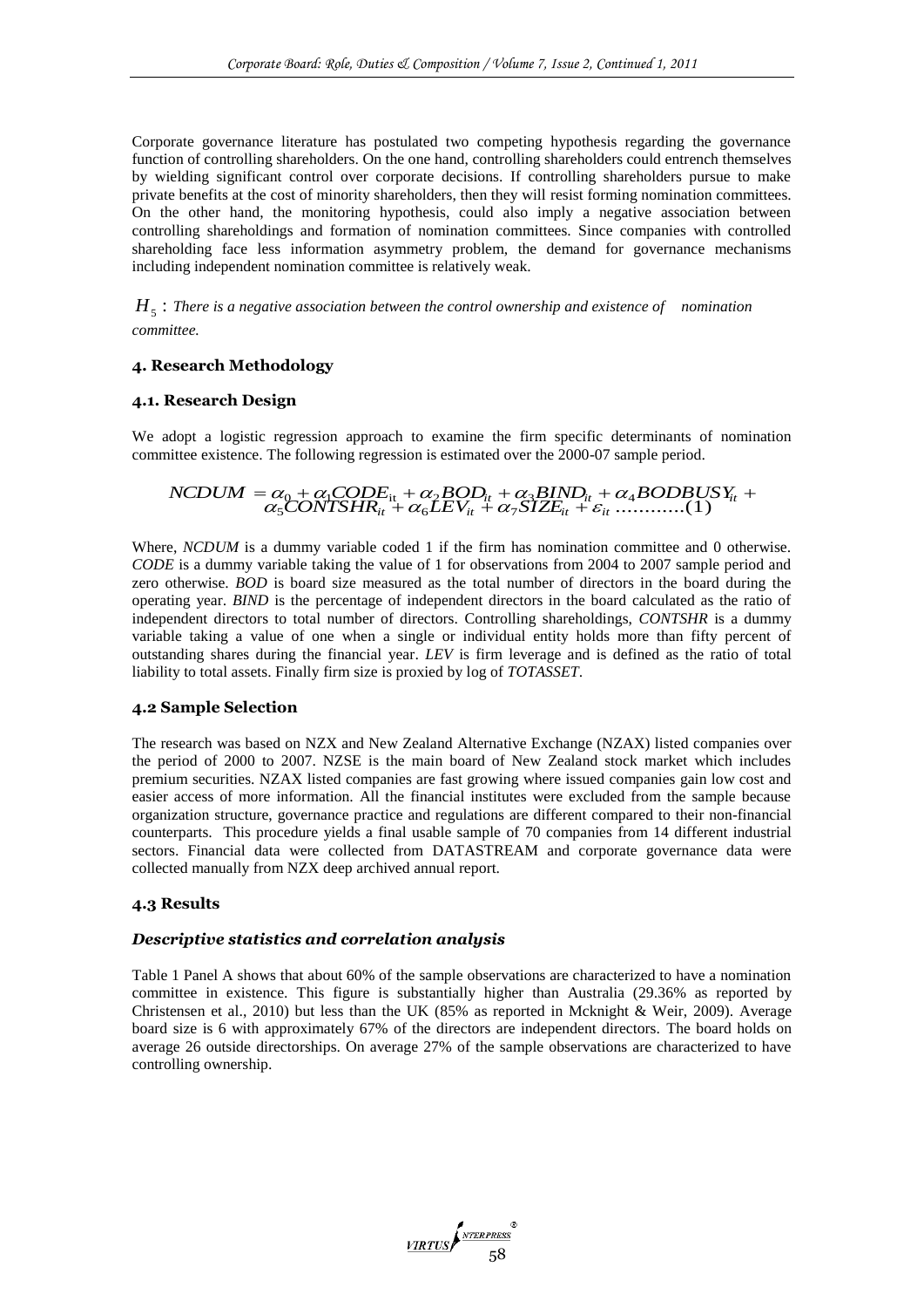Corporate governance literature has postulated two competing hypothesis regarding the governance function of controlling shareholders. On the one hand, controlling shareholders could entrench themselves by wielding significant control over corporate decisions. If controlling shareholders pursue to make private benefits at the cost of minority shareholders, then they will resist forming nomination committees. On the other hand, the monitoring hypothesis, could also imply a negative association between controlling shareholdings and formation of nomination committees. Since companies with controlled shareholding face less information asymmetry problem, the demand for governance mechanisms including independent nomination committee is relatively weak.

$H_5$ : *There is a negative association between the control ownership and existence of nomination committee.*

## 4. Research Methodology

### 4.1. Research Design

We adopt a logistic regression approach to examine the firm specific determinants of nomination committee existence. The following regression is estimated over the 2000-07 sample period.

$$NCDUM = \alpha_0 + \alpha_1 CODE_{it} + \alpha_2 BOD_{it} + \alpha_3 BIND_{it} + \alpha_4 BODBUSY_{it} + \alpha_5 CONTSHR_{it} + \alpha_6 LEV_{it} + \alpha_7 SIZE_{it} + \varepsilon_{it} \text{ ...........(1)}$$

Where, *NCDUM* is a dummy variable coded 1 if the firm has nomination committee and 0 otherwise. *CODE* is a dummy variable taking the value of 1 for observations from 2004 to 2007 sample period and zero otherwise. *BOD* is board size measured as the total number of directors in the board during the operating year. *BIND* is the percentage of independent directors in the board calculated as the ratio of independent directors to total number of directors. Controlling shareholdings, *CONTSHR* is a dummy variable taking a value of one when a single or individual entity holds more than fifty percent of outstanding shares during the financial year. *LEV* is firm leverage and is defined as the ratio of total liability to total assets. Finally firm size is proxied by log of *TOTASSET*.

### 4.2 Sample Selection

The research was based on NZX and New Zealand Alternative Exchange (NZAX) listed companies over the period of 2000 to 2007. NZSE is the main board of New Zealand stock market which includes premium securities. NZAX listed companies are fast growing where issued companies gain low cost and easier access of more information. All the financial institutes were excluded from the sample because organization structure, governance practice and regulations are different compared to their non-financial counterparts. This procedure yields a final usable sample of 70 companies from 14 different industrial sectors. Financial data were collected from DATASTREAM and corporate governance data were collected manually from NZX deep archived annual report.

### 4.3 Results

#### *Descriptive statistics and correlation analysis*

Table 1 Panel A shows that about 60% of the sample observations are characterized to have a nomination committee in existence. This figure is substantially higher than Australia (29.36% as reported by Christensen et al., 2010) but less than the UK (85% as reported in Mcknight & Weir, 2009). Average board size is 6 with approximately 67% of the directors are independent directors. The board holds on average 26 outside directorships. On average 27% of the sample observations are characterized to have controlling ownership.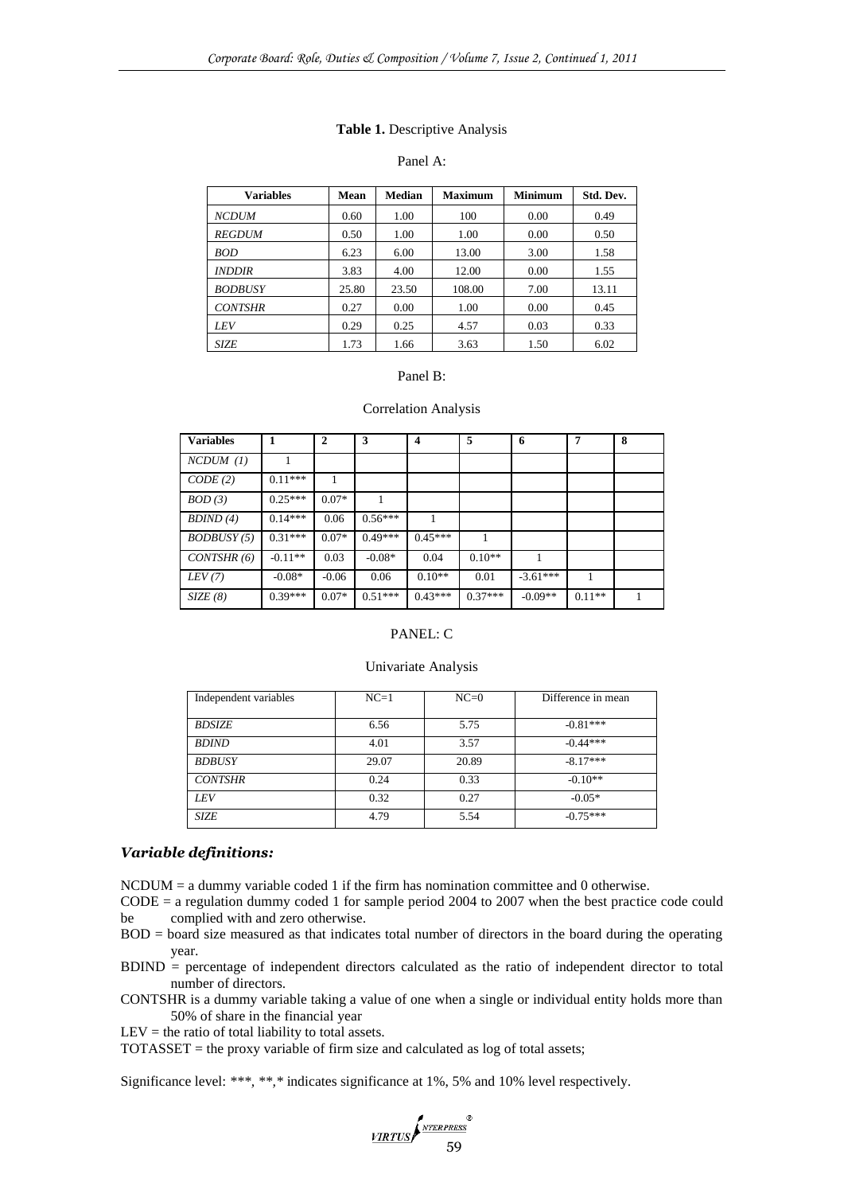**Table 1.** Descriptive Analysis

Panel A:

| Variables | Mean | Median | Maximum | Minimum | Std. Dev. |
|---|---|---|---|---|---|
| *NCDUM* | 0.60 | 1.00 | 100 | 0.00 | 0.49 |
| *REGDUM* | 0.50 | 1.00 | 1.00 | 0.00 | 0.50 |
| *BOD* | 6.23 | 6.00 | 13.00 | 3.00 | 1.58 |
| *INDDIR* | 3.83 | 4.00 | 12.00 | 0.00 | 1.55 |
| *BODBUSY* | 25.80 | 23.50 | 108.00 | 7.00 | 13.11 |
| *CONTSHR* | 0.27 | 0.00 | 1.00 | 0.00 | 0.45 |
| *LEV* | 0.29 | 0.25 | 4.57 | 0.03 | 0.33 |
| *SIZE* | 1.73 | 1.66 | 3.63 | 1.50 | 6.02 |

Panel B:

Correlation Analysis

| Variables | 1 | 2 | 3 | 4 | 5 | 6 | 7 | 8 |
|---|---|---|---|---|---|---|---|---|
| *NCDUM (1)* | 1 | | | | | | | |
| *CODE (2)* | 0.11*** | 1 | | | | | | |
| *BOD (3)* | 0.25*** | 0.07* | 1 | | | | | |
| *BDIND (4)* | 0.14*** | 0.06 | 0.56*** | 1 | | | | |
| *BODBUSY (5)* | 0.31*** | 0.07* | 0.49*** | 0.45*** | 1 | | | |
| *CONTSHR (6)* | -0.11** | 0.03 | -0.08* | 0.04 | 0.10** | 1 | | |
| *LEV (7)* | -0.08* | -0.06 | 0.06 | 0.10** | 0.01 | -3.61*** | 1 | |
| *SIZE (8)* | 0.39*** | 0.07* | 0.51*** | 0.43*** | 0.37*** | -0.09** | 0.11** | 1 |

PANEL: C

Univariate Analysis

| Independent variables | NC=1 | NC=0 | Difference in mean |
|---|---|---|---|
| *BDSIZE* | 6.56 | 5.75 | -0.81*** |
| *BDIND* | 4.01 | 3.57 | -0.44*** |
| *BDBUSY* | 29.07 | 20.89 | -8.17*** |
| *CONTSHR* | 0.24 | 0.33 | -0.10** |
| *LEV* | 0.32 | 0.27 | -0.05* |
| *SIZE* | 4.79 | 5.54 | -0.75*** |

### *Variable definitions:*

NCDUM = a dummy variable coded 1 if the firm has nomination committee and 0 otherwise.

CODE = a regulation dummy coded 1 for sample period 2004 to 2007 when the best practice code could be complied with and zero otherwise.

BOD = board size measured as that indicates total number of directors in the board during the operating year.

BDIND = percentage of independent directors calculated as the ratio of independent director to total number of directors.

CONTSHR is a dummy variable taking a value of one when a single or individual entity holds more than 50% of share in the financial year

LEV = the ratio of total liability to total assets.

TOTASSET = the proxy variable of firm size and calculated as log of total assets;

Significance level: ***, **,* indicates significance at 1%, 5% and 10% level respectively.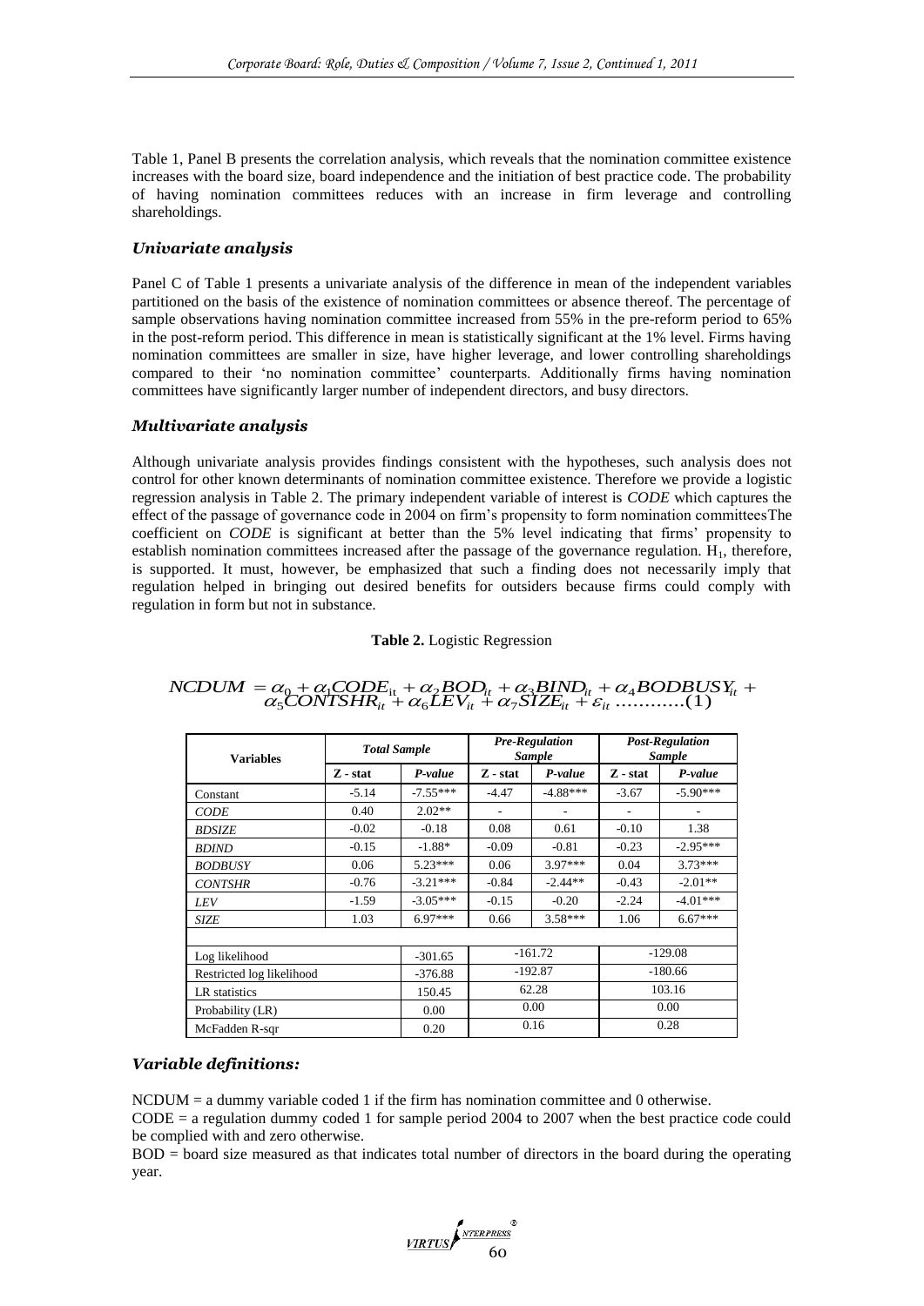Table 1, Panel B presents the correlation analysis, which reveals that the nomination committee existence increases with the board size, board independence and the initiation of best practice code. The probability of having nomination committees reduces with an increase in firm leverage and controlling shareholdings.

### *Univariate analysis*

Panel C of Table 1 presents a univariate analysis of the difference in mean of the independent variables partitioned on the basis of the existence of nomination committees or absence thereof. The percentage of sample observations having nomination committee increased from 55% in the pre-reform period to 65% in the post-reform period. This difference in mean is statistically significant at the 1% level. Firms having nomination committees are smaller in size, have higher leverage, and lower controlling shareholdings compared to their 'no nomination committee' counterparts. Additionally firms having nomination committees have significantly larger number of independent directors, and busy directors.

### *Multivariate analysis*

Although univariate analysis provides findings consistent with the hypotheses, such analysis does not control for other known determinants of nomination committee existence. Therefore we provide a logistic regression analysis in Table 2. The primary independent variable of interest is *CODE* which captures the effect of the passage of governance code in 2004 on firm's propensity to form nomination committeesThe coefficient on *CODE* is significant at better than the 5% level indicating that firms' propensity to establish nomination committees increased after the passage of the governance regulation. $H_1$, therefore, is supported. It must, however, be emphasized that such a finding does not necessarily imply that regulation helped in bringing out desired benefits for outsiders because firms could comply with regulation in form but not in substance.

**Table 2.** Logistic Regression

$$NCDUM = \alpha_0 + \alpha_1 CODE_{it} + \alpha_2 BOD_{it} + \alpha_3 BIND_{it} + \alpha_4 BODBUSY_{it} + \alpha_5 CONTSHR_{it} + \alpha_6 LEV_{it} + \alpha_7 SIZE_{it} + \varepsilon_{it} \ldots\ldots\ldots\ldots(1)$$

| Variables | *Total Sample* | | *Pre-Regulation Sample* | | *Post-Regulation Sample* | |
|---|---|---|---|---|---|---|
| | **Z - stat** | ***P-value*** | **Z - stat** | ***P-value*** | **Z - stat** | ***P-value*** |
| Constant | -5.14 | -7.55*** | -4.47 | -4.88*** | -3.67 | -5.90*** |
| *CODE* | 0.40 | 2.02** | - | - | - | - |
| *BDSIZE* | -0.02 | -0.18 | 0.08 | 0.61 | -0.10 | 1.38 |
| *BDIND* | -0.15 | -1.88* | -0.09 | -0.81 | -0.23 | -2.95*** |
| *BODBUSY* | 0.06 | 5.23*** | 0.06 | 3.97*** | 0.04 | 3.73*** |
| *CONTSHR* | -0.76 | -3.21*** | -0.84 | -2.44** | -0.43 | -2.01** |
| *LEV* | -1.59 | -3.05*** | -0.15 | -0.20 | -2.24 | -4.01*** |
| *SIZE* | 1.03 | 6.97*** | 0.66 | 3.58*** | 1.06 | 6.67*** |
| | | | | | | |
| Log likelihood | | -301.65 | -161.72 | | -129.08 | |
| Restricted log likelihood | | -376.88 | -192.87 | | -180.66 | |
| LR statistics | | 150.45 | 62.28 | | 103.16 | |
| Probability (LR) | | 0.00 | 0.00 | | 0.00 | |
| McFadden R-sqr | | 0.20 | 0.16 | | 0.28 | |

### *Variable definitions:*

NCDUM = a dummy variable coded 1 if the firm has nomination committee and 0 otherwise.

CODE = a regulation dummy coded 1 for sample period 2004 to 2007 when the best practice code could be complied with and zero otherwise.

BOD = board size measured as that indicates total number of directors in the board during the operating year.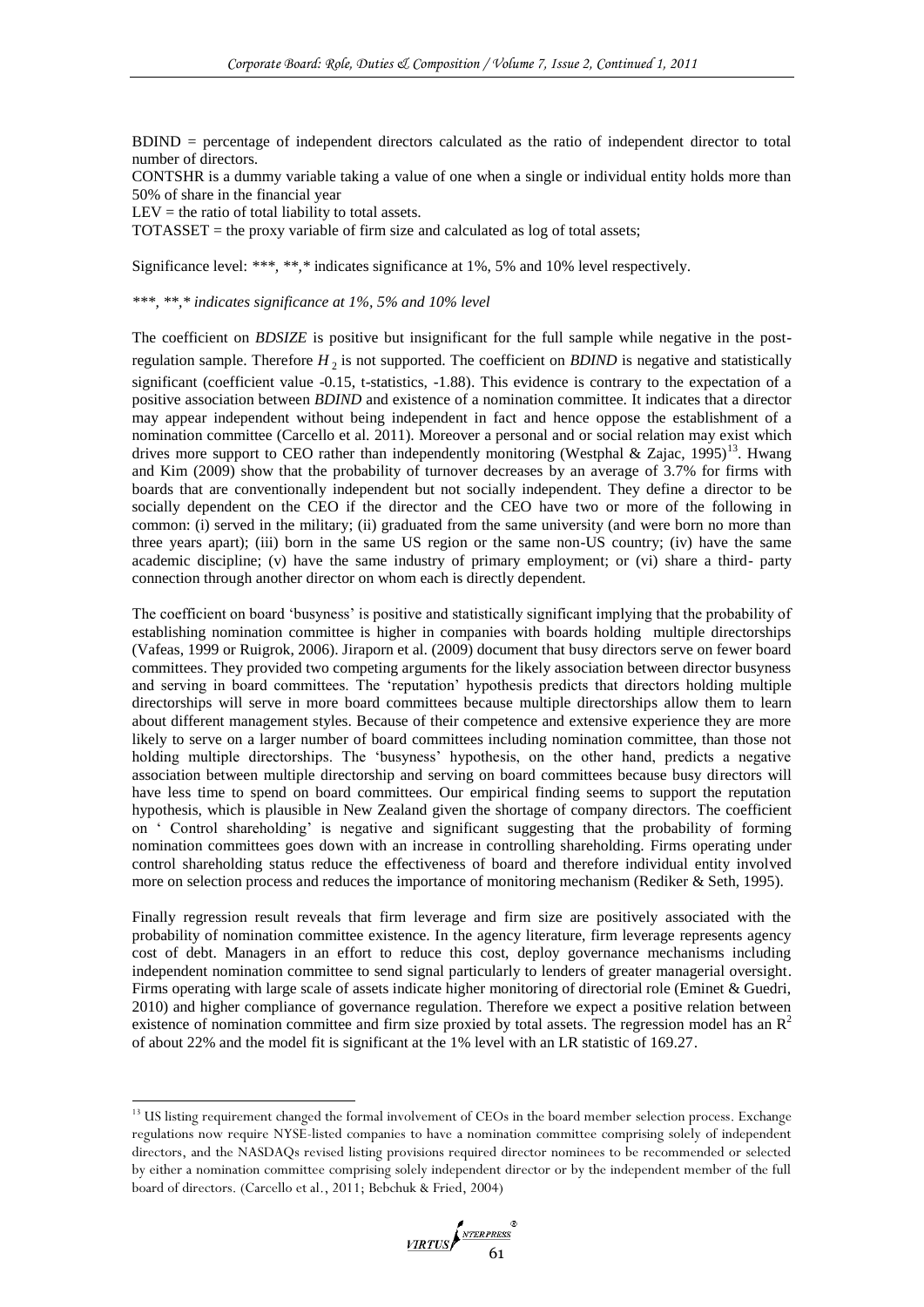BDIND = percentage of independent directors calculated as the ratio of independent director to total number of directors.

CONTSHR is a dummy variable taking a value of one when a single or individual entity holds more than 50% of share in the financial year

LEV = the ratio of total liability to total assets.

TOTASSET = the proxy variable of firm size and calculated as log of total assets;

Significance level: ***, **,* indicates significance at 1%, 5% and 10% level respectively.

*\*\*\*, \*\*,\* indicates significance at 1%, 5% and 10% level*

The coefficient on *BDSIZE* is positive but insignificant for the full sample while negative in the post-regulation sample. Therefore $H_2$ is not supported. The coefficient on *BDIND* is negative and statistically significant (coefficient value -0.15, t-statistics, -1.88). This evidence is contrary to the expectation of a positive association between *BDIND* and existence of a nomination committee. It indicates that a director may appear independent without being independent in fact and hence oppose the establishment of a nomination committee (Carcello et al. 2011). Moreover a personal and or social relation may exist which drives more support to CEO rather than independently monitoring (Westphal & Zajac, 1995)[13]. Hwang and Kim (2009) show that the probability of turnover decreases by an average of 3.7% for firms with boards that are conventionally independent but not socially independent. They define a director to be socially dependent on the CEO if the director and the CEO have two or more of the following in common: (i) served in the military; (ii) graduated from the same university (and were born no more than three years apart); (iii) born in the same US region or the same non-US country; (iv) have the same academic discipline; (v) have the same industry of primary employment; or (vi) share a third- party connection through another director on whom each is directly dependent.

The coefficient on board 'busyness' is positive and statistically significant implying that the probability of establishing nomination committee is higher in companies with boards holding multiple directorships (Vafeas, 1999 or Ruigrok, 2006). Jiraporn et al. (2009) document that busy directors serve on fewer board committees. They provided two competing arguments for the likely association between director busyness and serving in board committees. The 'reputation' hypothesis predicts that directors holding multiple directorships will serve in more board committees because multiple directorships allow them to learn about different management styles. Because of their competence and extensive experience they are more likely to serve on a larger number of board committees including nomination committee, than those not holding multiple directorships. The 'busyness' hypothesis, on the other hand, predicts a negative association between multiple directorship and serving on board committees because busy directors will have less time to spend on board committees. Our empirical finding seems to support the reputation hypothesis, which is plausible in New Zealand given the shortage of company directors. The coefficient on ' Control shareholding' is negative and significant suggesting that the probability of forming nomination committees goes down with an increase in controlling shareholding. Firms operating under control shareholding status reduce the effectiveness of board and therefore individual entity involved more on selection process and reduces the importance of monitoring mechanism (Rediker & Seth, 1995).

Finally regression result reveals that firm leverage and firm size are positively associated with the probability of nomination committee existence. In the agency literature, firm leverage represents agency cost of debt. Managers in an effort to reduce this cost, deploy governance mechanisms including independent nomination committee to send signal particularly to lenders of greater managerial oversight. Firms operating with large scale of assets indicate higher monitoring of directorial role (Eminet & Guedri, 2010) and higher compliance of governance regulation. Therefore we expect a positive relation between existence of nomination committee and firm size proxied by total assets. The regression model has an $R^2$ of about 22% and the model fit is significant at the 1% level with an LR statistic of 169.27.

---

[13] US listing requirement changed the formal involvement of CEOs in the board member selection process. Exchange regulations now require NYSE-listed companies to have a nomination committee comprising solely of independent directors, and the NASDAQs revised listing provisions required director nominees to be recommended or selected by either a nomination committee comprising solely independent director or by the independent member of the full board of directors. (Carcello et al., 2011; Bebchuk & Fried, 2004)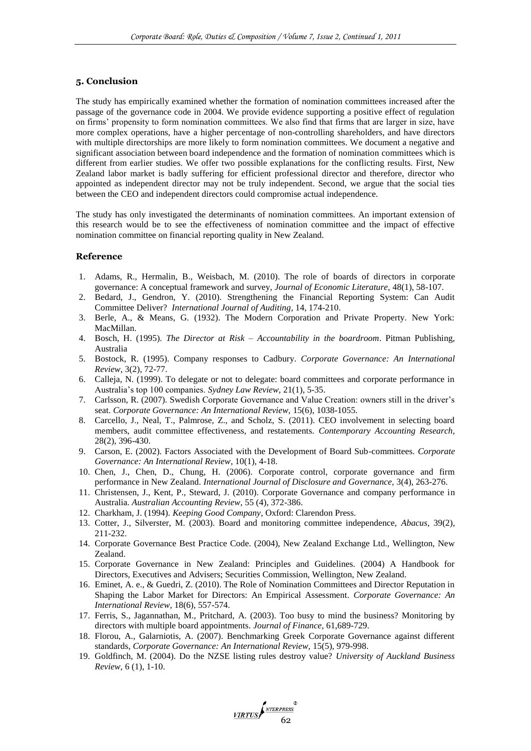## 5. Conclusion

The study has empirically examined whether the formation of nomination committees increased after the passage of the governance code in 2004. We provide evidence supporting a positive effect of regulation on firms' propensity to form nomination committees. We also find that firms that are larger in size, have more complex operations, have a higher percentage of non-controlling shareholders, and have directors with multiple directorships are more likely to form nomination committees. We document a negative and significant association between board independence and the formation of nomination committees which is different from earlier studies. We offer two possible explanations for the conflicting results. First, New Zealand labor market is badly suffering for efficient professional director and therefore, director who appointed as independent director may not be truly independent. Second, we argue that the social ties between the CEO and independent directors could compromise actual independence.

The study has only investigated the determinants of nomination committees. An important extension of this research would be to see the effectiveness of nomination committee and the impact of effective nomination committee on financial reporting quality in New Zealand.

## Reference

1. Adams, R., Hermalin, B., Weisbach, M. (2010). The role of boards of directors in corporate governance: A conceptual framework and survey, *Journal of Economic Literature,* 48(1), 58-107.
2. Bedard, J., Gendron, Y. (2010). Strengthening the Financial Reporting System: Can Audit Committee Deliver? *International Journal of Auditing,* 14, 174-210.
3. Berle, A., & Means, G. (1932). The Modern Corporation and Private Property. New York: MacMillan.
4. Bosch, H. (1995). *The Director at Risk – Accountability in the boardroom*. Pitman Publishing, Australia
5. Bostock, R. (1995). Company responses to Cadbury. *Corporate Governance: An International Review*, 3(2), 72-77.
6. Calleja, N. (1999). To delegate or not to delegate: board committees and corporate performance in Australia's top 100 companies. *Sydney Law Review*, 21(1), 5-35.
7. Carlsson, R. (2007). Swedish Corporate Governance and Value Creation: owners still in the driver's seat. *Corporate Governance: An International Review*, 15(6), 1038-1055.
8. Carcello, J., Neal, T., Palmrose, Z., and Scholz, S. (2011). CEO involvement in selecting board members, audit committee effectiveness, and restatements. *Contemporary Accounting Research,* 28(2), 396-430.
9. Carson, E. (2002). Factors Associated with the Development of Board Sub-committees. *Corporate Governance: An International Review*, 10(1), 4-18.
10. Chen, J., Chen, D., Chung, H. (2006). Corporate control, corporate governance and firm performance in New Zealand. *International Journal of Disclosure and Governance,* 3(4), 263-276.
11. Christensen, J., Kent, P., Steward, J. (2010). Corporate Governance and company performance in Australia. *Australian Accounting Review*, 55 (4), 372-386.
12. Charkham, J. (1994). *Keeping Good Company*, Oxford: Clarendon Press.
13. Cotter, J., Silverster, M. (2003). Board and monitoring committee independence, *Abacus,* 39(2), 211-232.
14. Corporate Governance Best Practice Code. (2004), New Zealand Exchange Ltd., Wellington, New Zealand.
15. Corporate Governance in New Zealand: Principles and Guidelines. (2004) A Handbook for Directors, Executives and Advisers; Securities Commission, Wellington, New Zealand.
16. Eminet, A. e., & Guedri, Z. (2010). The Role of Nomination Committees and Director Reputation in Shaping the Labor Market for Directors: An Empirical Assessment. *Corporate Governance: An International Review*, 18(6), 557-574.
17. Ferris, S., Jagannathan, M., Pritchard, A. (2003). Too busy to mind the business? Monitoring by directors with multiple board appointments. *Journal of Finance,* 61,689-729.
18. Florou, A., Galarniotis, A. (2007). Benchmarking Greek Corporate Governance against different standards, *Corporate Governance: An International Review,* 15(5), 979-998.
19. Goldfinch, M. (2004). Do the NZSE listing rules destroy value? *University of Auckland Business Review,* 6 (1), 1-10.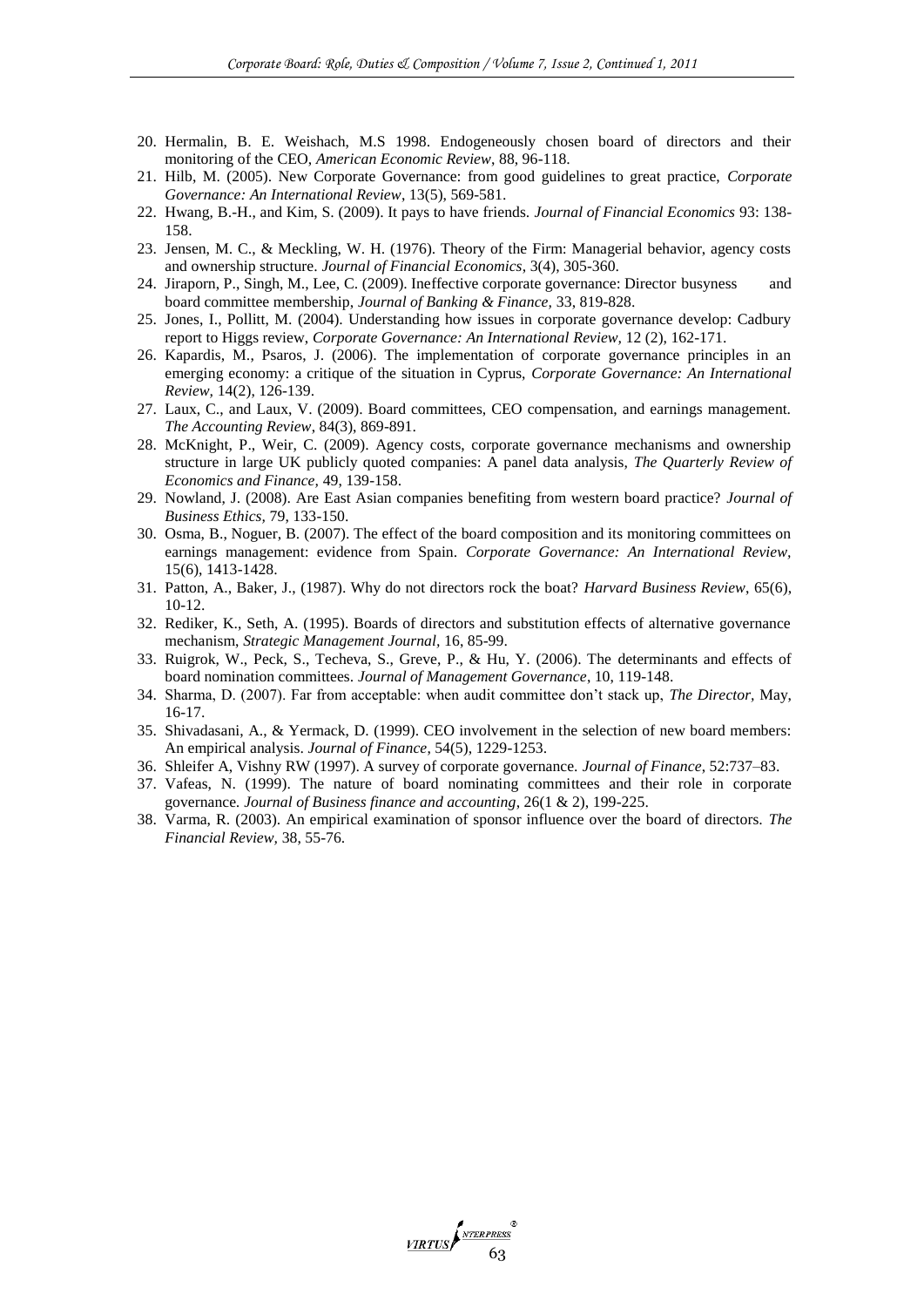20. Hermalin, B. E. Weishach, M.S 1998. Endogeneously chosen board of directors and their monitoring of the CEO, *American Economic Review*, 88, 96-118.
21. Hilb, M. (2005). New Corporate Governance: from good guidelines to great practice, *Corporate Governance: An International Review*, 13(5), 569-581.
22. Hwang, B.-H., and Kim, S. (2009). It pays to have friends. *Journal of Financial Economics* 93: 138-158.
23. Jensen, M. C., & Meckling, W. H. (1976). Theory of the Firm: Managerial behavior, agency costs and ownership structure. *Journal of Financial Economics*, 3(4), 305-360.
24. Jiraporn, P., Singh, M., Lee, C. (2009). Ineffective corporate governance: Director busyness and board committee membership, *Journal of Banking & Finance*, 33, 819-828.
25. Jones, I., Pollitt, M. (2004). Understanding how issues in corporate governance develop: Cadbury report to Higgs review, *Corporate Governance: An International Review*, 12 (2), 162-171.
26. Kapardis, M., Psaros, J. (2006). The implementation of corporate governance principles in an emerging economy: a critique of the situation in Cyprus, *Corporate Governance: An International Review*, 14(2), 126-139.
27. Laux, C., and Laux, V. (2009). Board committees, CEO compensation, and earnings management. *The Accounting Review*, 84(3), 869-891.
28. McKnight, P., Weir, C. (2009). Agency costs, corporate governance mechanisms and ownership structure in large UK publicly quoted companies: A panel data analysis, *The Quarterly Review of Economics and Finance*, 49, 139-158.
29. Nowland, J. (2008). Are East Asian companies benefiting from western board practice? *Journal of Business Ethics*, 79, 133-150.
30. Osma, B., Noguer, B. (2007). The effect of the board composition and its monitoring committees on earnings management: evidence from Spain. *Corporate Governance: An International Review*, 15(6), 1413-1428.
31. Patton, A., Baker, J., (1987). Why do not directors rock the boat? *Harvard Business Review*, 65(6), 10-12.
32. Rediker, K., Seth, A. (1995). Boards of directors and substitution effects of alternative governance mechanism, *Strategic Management Journal*, 16, 85-99.
33. Ruigrok, W., Peck, S., Techeva, S., Greve, P., & Hu, Y. (2006). The determinants and effects of board nomination committees. *Journal of Management Governance*, 10, 119-148.
34. Sharma, D. (2007). Far from acceptable: when audit committee don't stack up, *The Director*, May, 16-17.
35. Shivadasani, A., & Yermack, D. (1999). CEO involvement in the selection of new board members: An empirical analysis. *Journal of Finance*, 54(5), 1229-1253.
36. Shleifer A, Vishny RW (1997). A survey of corporate governance. *Journal of Finance*, 52:737–83.
37. Vafeas, N. (1999). The nature of board nominating committees and their role in corporate governance. *Journal of Business finance and accounting*, 26(1 & 2), 199-225.
38. Varma, R. (2003). An empirical examination of sponsor influence over the board of directors. *The Financial Review*, 38, 55-76.